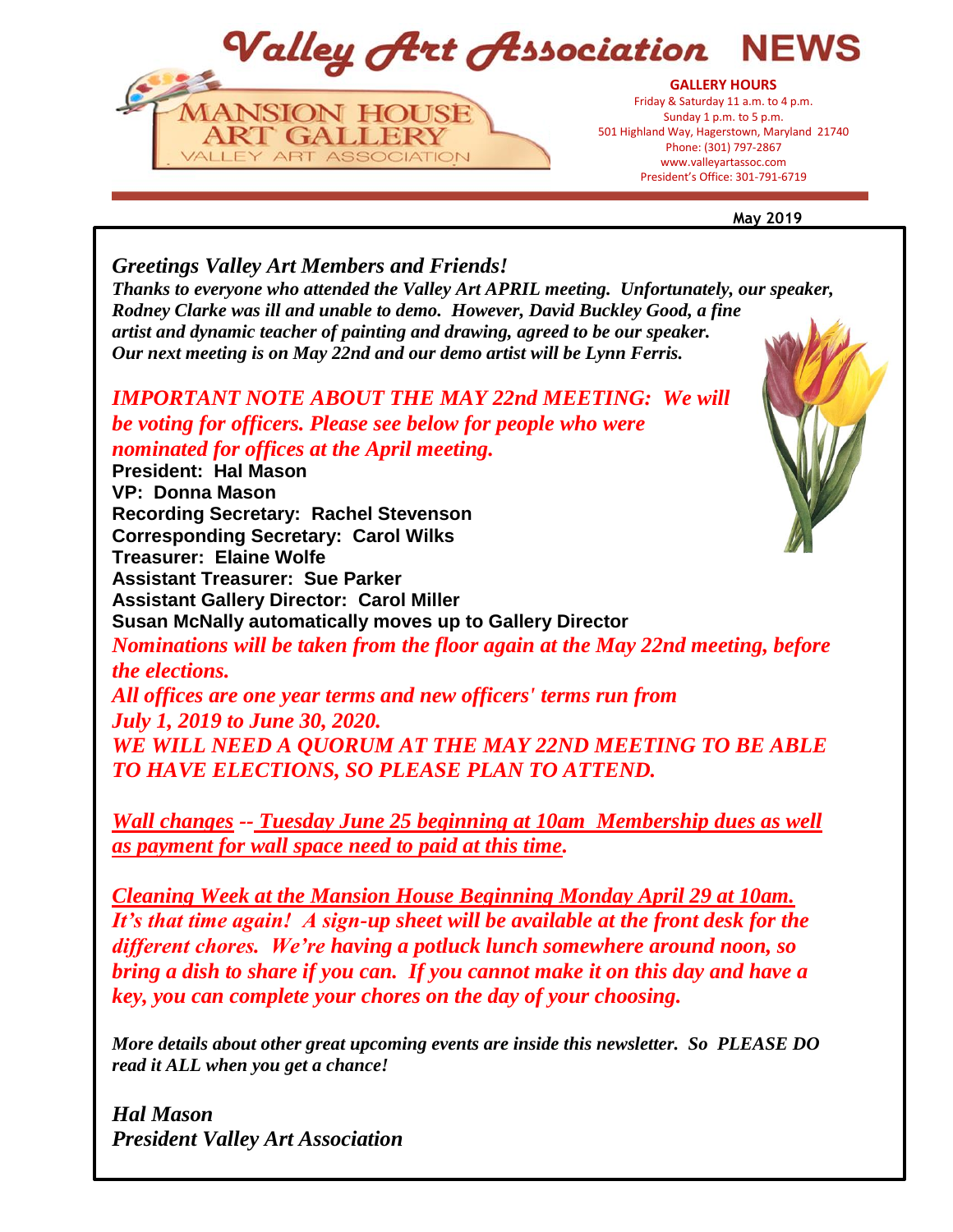# Valley Art Association NEWS

MANSION HOUSE ART GALLERY
VALLEY ART ASSOCIATION

**GALLERY HOURS**
Friday & Saturday 11 a.m. to 4 p.m.
Sunday 1 p.m. to 5 p.m.
501 Highland Way, Hagerstown, Maryland 21740
Phone: (301) 797-2867
www.valleyartassoc.com
President's Office: 301-791-6719

**May 2019**

***Greetings Valley Art Members and Friends!***

***Thanks to everyone who attended the Valley Art APRIL meeting. Unfortunately, our speaker, Rodney Clarke was ill and unable to demo. However, David Buckley Good, a fine artist and dynamic teacher of painting and drawing, agreed to be our speaker. Our next meeting is on May 22nd and our demo artist will be Lynn Ferris.***

***IMPORTANT NOTE ABOUT THE MAY 22nd MEETING: We will be voting for officers. Please see below for people who were nominated for offices at the April meeting.***

**President: Hal Mason**
**VP: Donna Mason**
**Recording Secretary: Rachel Stevenson**
**Corresponding Secretary: Carol Wilks**
**Treasurer: Elaine Wolfe**
**Assistant Treasurer: Sue Parker**
**Assistant Gallery Director: Carol Miller**
**Susan McNally automatically moves up to Gallery Director**

***Nominations will be taken from the floor again at the May 22nd meeting, before the elections.***

***All offices are one year terms and new officers' terms run from July 1, 2019 to June 30, 2020.***

***WE WILL NEED A QUORUM AT THE MAY 22ND MEETING TO BE ABLE TO HAVE ELECTIONS, SO PLEASE PLAN TO ATTEND.***

***Wall changes -- Tuesday June 25 beginning at 10am Membership dues as well as payment for wall space need to paid at this time.***

***Cleaning Week at the Mansion House Beginning Monday April 29 at 10am. It's that time again! A sign-up sheet will be available at the front desk for the different chores. We're having a potluck lunch somewhere around noon, so bring a dish to share if you can. If you cannot make it on this day and have a key, you can complete your chores on the day of your choosing.***

***More details about other great upcoming events are inside this newsletter. So PLEASE DO read it ALL when you get a chance!***

***Hal Mason***
***President Valley Art Association***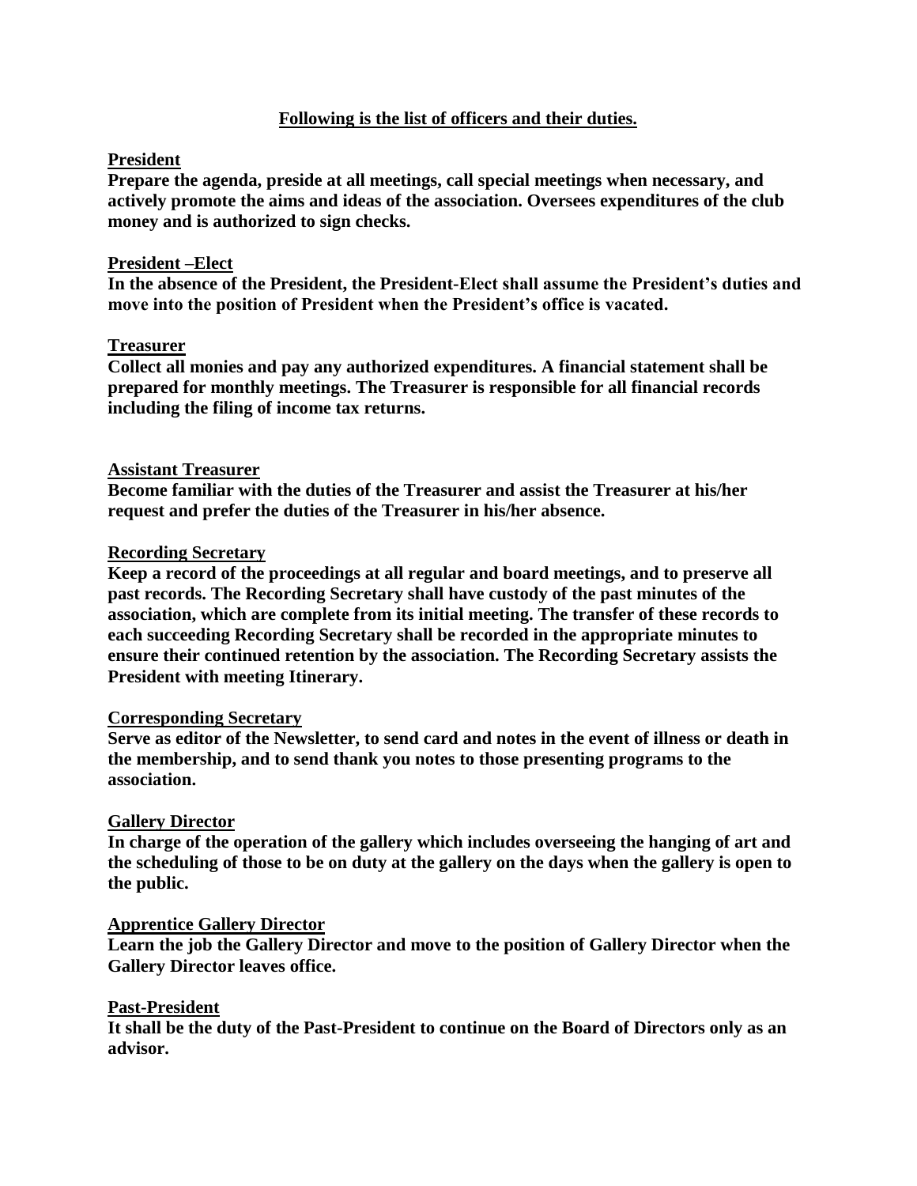**Following is the list of officers and their duties.**

**President**

**Prepare the agenda, preside at all meetings, call special meetings when necessary, and actively promote the aims and ideas of the association. Oversees expenditures of the club money and is authorized to sign checks.**

**President –Elect**

**In the absence of the President, the President-Elect shall assume the President's duties and move into the position of President when the President's office is vacated.**

**Treasurer**

**Collect all monies and pay any authorized expenditures. A financial statement shall be prepared for monthly meetings. The Treasurer is responsible for all financial records including the filing of income tax returns.**

**Assistant Treasurer**

**Become familiar with the duties of the Treasurer and assist the Treasurer at his/her request and prefer the duties of the Treasurer in his/her absence.**

**Recording Secretary**

**Keep a record of the proceedings at all regular and board meetings, and to preserve all past records. The Recording Secretary shall have custody of the past minutes of the association, which are complete from its initial meeting. The transfer of these records to each succeeding Recording Secretary shall be recorded in the appropriate minutes to ensure their continued retention by the association. The Recording Secretary assists the President with meeting Itinerary.**

**Corresponding Secretary**

**Serve as editor of the Newsletter, to send card and notes in the event of illness or death in the membership, and to send thank you notes to those presenting programs to the association.**

**Gallery Director**

**In charge of the operation of the gallery which includes overseeing the hanging of art and the scheduling of those to be on duty at the gallery on the days when the gallery is open to the public.**

**Apprentice Gallery Director**

**Learn the job the Gallery Director and move to the position of Gallery Director when the Gallery Director leaves office.**

**Past-President**

**It shall be the duty of the Past-President to continue on the Board of Directors only as an advisor.**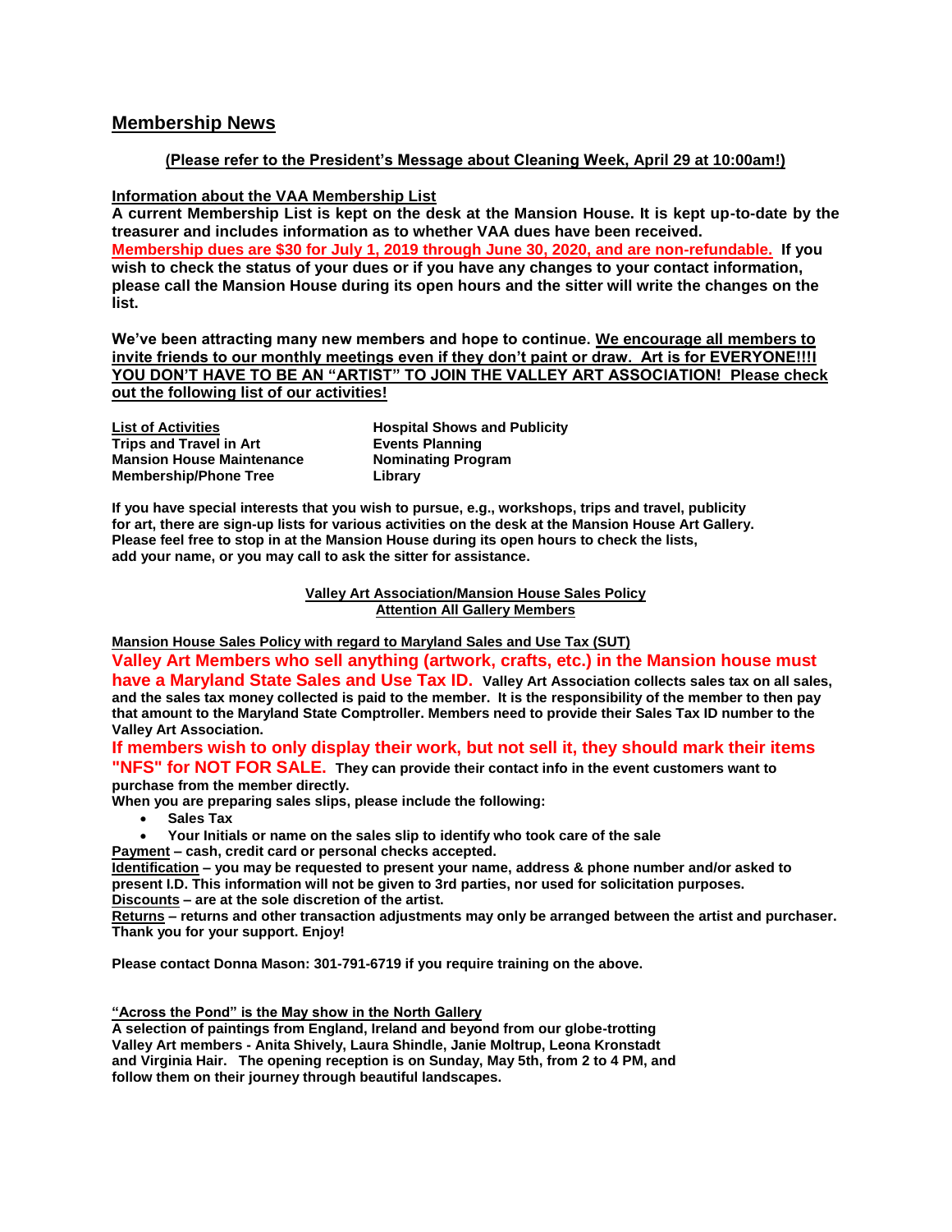## Membership News

**(Please refer to the President's Message about Cleaning Week, April 29 at 10:00am!)**

**Information about the VAA Membership List**

**A current Membership List is kept on the desk at the Mansion House. It is kept up-to-date by the treasurer and includes information as to whether VAA dues have been received.**

**Membership dues are $30 for July 1, 2019 through June 30, 2020, and are non-refundable. If you wish to check the status of your dues or if you have any changes to your contact information, please call the Mansion House during its open hours and the sitter will write the changes on the list.**

**We've been attracting many new members and hope to continue. We encourage all members to invite friends to our monthly meetings even if they don't paint or draw. Art is for EVERYONE!!!I YOU DON'T HAVE TO BE AN "ARTIST" TO JOIN THE VALLEY ART ASSOCIATION! Please check out the following list of our activities!**

| List of Activities | Hospital Shows and Publicity |
|---|---|
| Trips and Travel in Art | Events Planning |
| Mansion House Maintenance | Nominating Program |
| Membership/Phone Tree | Library |

**If you have special interests that you wish to pursue, e.g., workshops, trips and travel, publicity for art, there are sign-up lists for various activities on the desk at the Mansion House Art Gallery. Please feel free to stop in at the Mansion House during its open hours to check the lists, add your name, or you may call to ask the sitter for assistance.**

**Valley Art Association/Mansion House Sales Policy**
**Attention All Gallery Members**

**Mansion House Sales Policy with regard to Maryland Sales and Use Tax (SUT)**

**Valley Art Members who sell anything (artwork, crafts, etc.) in the Mansion house must have a Maryland State Sales and Use Tax ID.** **Valley Art Association collects sales tax on all sales, and the sales tax money collected is paid to the member. It is the responsibility of the member to then pay that amount to the Maryland State Comptroller. Members need to provide their Sales Tax ID number to the Valley Art Association.**

**If members wish to only display their work, but not sell it, they should mark their items "NFS" for NOT FOR SALE.** **They can provide their contact info in the event customers want to purchase from the member directly.**

**When you are preparing sales slips, please include the following:**

- **Sales Tax**
- **Your Initials or name on the sales slip to identify who took care of the sale**

**Payment – cash, credit card or personal checks accepted.**

**Identification – you may be requested to present your name, address & phone number and/or asked to present I.D. This information will not be given to 3rd parties, nor used for solicitation purposes.**

**Discounts – are at the sole discretion of the artist.**

**Returns – returns and other transaction adjustments may only be arranged between the artist and purchaser. Thank you for your support. Enjoy!**

**Please contact Donna Mason: 301-791-6719 if you require training on the above.**

**"Across the Pond" is the May show in the North Gallery**

**A selection of paintings from England, Ireland and beyond from our globe-trotting Valley Art members - Anita Shively, Laura Shindle, Janie Moltrup, Leona Kronstadt and Virginia Hair. The opening reception is on Sunday, May 5th, from 2 to 4 PM, and follow them on their journey through beautiful landscapes.**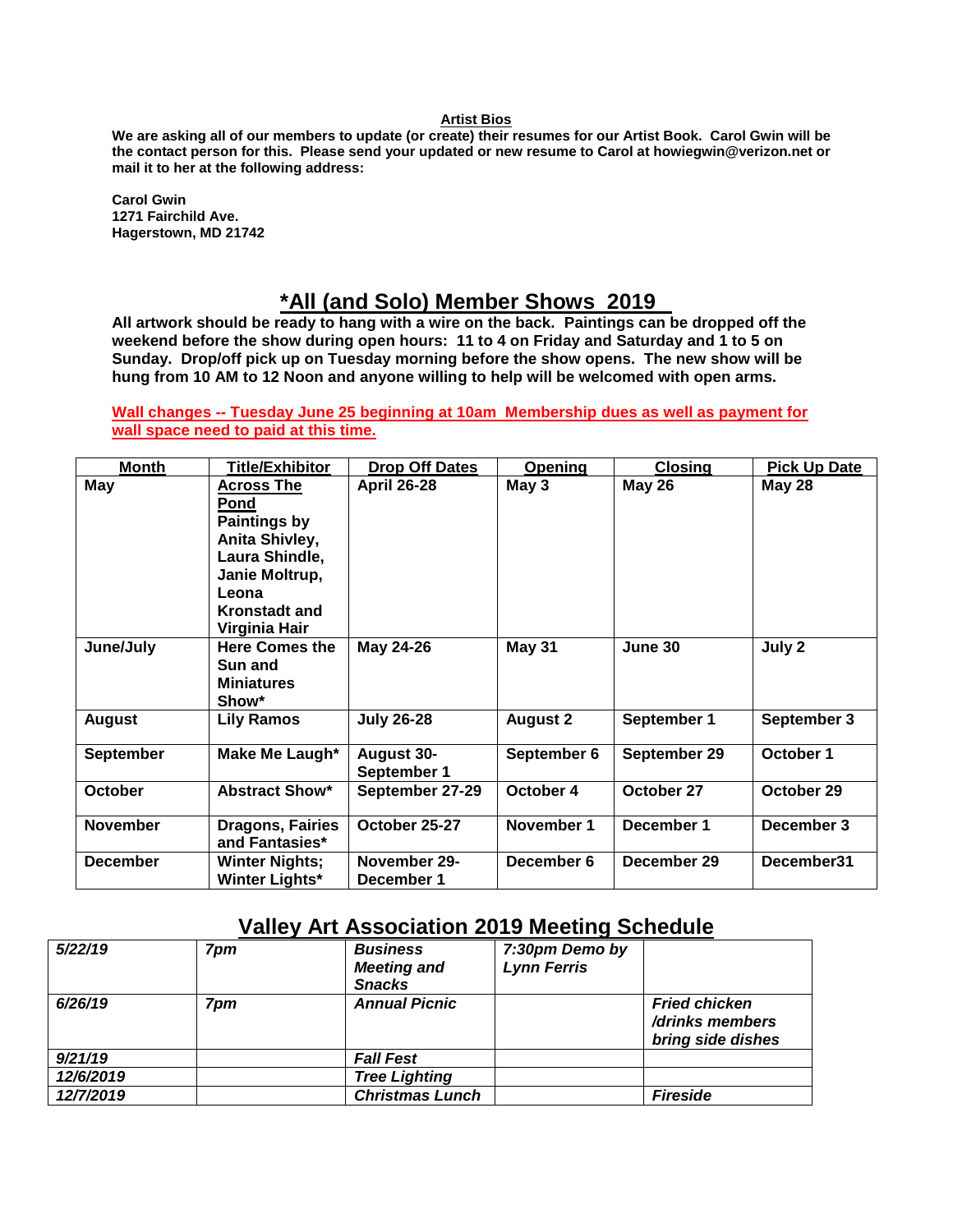**Artist Bios**

**We are asking all of our members to update (or create) their resumes for our Artist Book. Carol Gwin will be the contact person for this. Please send your updated or new resume to Carol at howiegwin@verizon.net or mail it to her at the following address:**

**Carol Gwin**
**1271 Fairchild Ave.**
**Hagerstown, MD 21742**

## *All (and Solo) Member Shows 2019

**All artwork should be ready to hang with a wire on the back. Paintings can be dropped off the weekend before the show during open hours: 11 to 4 on Friday and Saturday and 1 to 5 on Sunday. Drop/off pick up on Tuesday morning before the show opens. The new show will be hung from 10 AM to 12 Noon and anyone willing to help will be welcomed with open arms.**

**Wall changes -- Tuesday June 25 beginning at 10am Membership dues as well as payment for wall space need to paid at this time.**

| Month | Title/Exhibitor | Drop Off Dates | Opening | Closing | Pick Up Date |
|---|---|---|---|---|---|
| May | Across The Pond Paintings by Anita Shivley, Laura Shindle, Janie Moltrup, Leona Kronstadt and Virginia Hair | April 26-28 | May 3 | May 26 | May 28 |
| June/July | Here Comes the Sun and Miniatures Show* | May 24-26 | May 31 | June 30 | July 2 |
| August | Lily Ramos | July 26-28 | August 2 | September 1 | September 3 |
| September | Make Me Laugh* | August 30-September 1 | September 6 | September 29 | October 1 |
| October | Abstract Show* | September 27-29 | October 4 | October 27 | October 29 |
| November | Dragons, Fairies and Fantasies* | October 25-27 | November 1 | December 1 | December 3 |
| December | Winter Nights; Winter Lights* | November 29-December 1 | December 6 | December 29 | December31 |

## Valley Art Association 2019 Meeting Schedule

| | | | | |
|---|---|---|---|---|
| *5/22/19* | *7pm* | *Business Meeting and Snacks* | *7:30pm Demo by Lynn Ferris* | |
| *6/26/19* | *7pm* | *Annual Picnic* | | *Fried chicken /drinks members bring side dishes* |
| *9/21/19* | | *Fall Fest* | | |
| *12/6/2019* | | *Tree Lighting* | | |
| *12/7/2019* | | *Christmas Lunch* | | *Fireside* |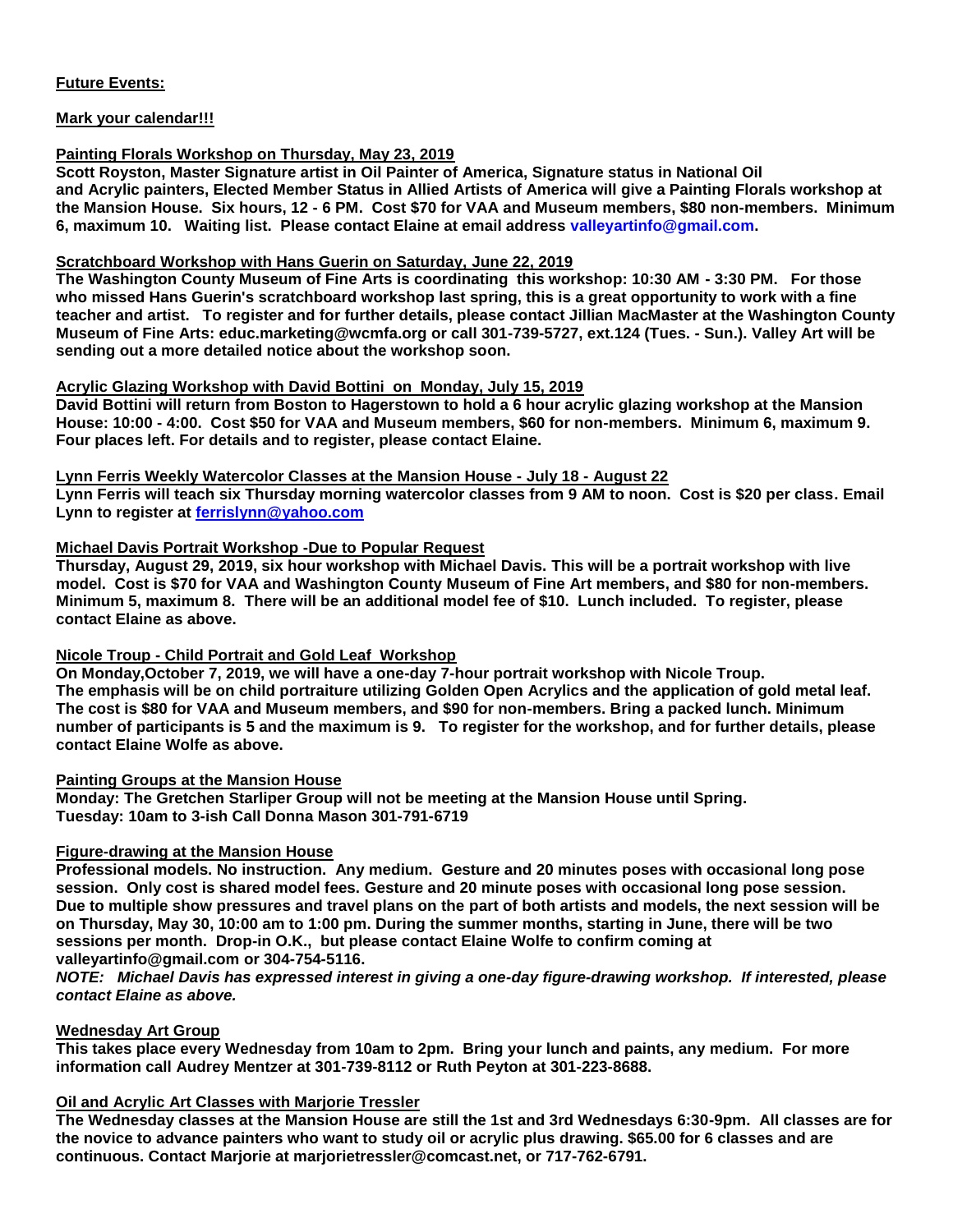**Future Events:**

**Mark your calendar!!!**

**Painting Florals Workshop on Thursday, May 23, 2019**

**Scott Royston, Master Signature artist in Oil Painter of America, Signature status in National Oil and Acrylic painters, Elected Member Status in Allied Artists of America will give a Painting Florals workshop at the Mansion House. Six hours, 12 - 6 PM. Cost $70 for VAA and Museum members, $80 non-members. Minimum 6, maximum 10. Waiting list. Please contact Elaine at email address valleyartinfo@gmail.com.**

**Scratchboard Workshop with Hans Guerin on Saturday, June 22, 2019**

**The Washington County Museum of Fine Arts is coordinating this workshop: 10:30 AM - 3:30 PM. For those who missed Hans Guerin's scratchboard workshop last spring, this is a great opportunity to work with a fine teacher and artist. To register and for further details, please contact Jillian MacMaster at the Washington County Museum of Fine Arts: educ.marketing@wcmfa.org or call 301-739-5727, ext.124 (Tues. - Sun.). Valley Art will be sending out a more detailed notice about the workshop soon.**

**Acrylic Glazing Workshop with David Bottini on Monday, July 15, 2019**

**David Bottini will return from Boston to Hagerstown to hold a 6 hour acrylic glazing workshop at the Mansion House: 10:00 - 4:00. Cost $50 for VAA and Museum members, $60 for non-members. Minimum 6, maximum 9. Four places left. For details and to register, please contact Elaine.**

**Lynn Ferris Weekly Watercolor Classes at the Mansion House - July 18 - August 22**

**Lynn Ferris will teach six Thursday morning watercolor classes from 9 AM to noon. Cost is $20 per class. Email Lynn to register at ferrislynn@yahoo.com**

**Michael Davis Portrait Workshop -Due to Popular Request**

**Thursday, August 29, 2019, six hour workshop with Michael Davis. This will be a portrait workshop with live model. Cost is $70 for VAA and Washington County Museum of Fine Art members, and $80 for non-members. Minimum 5, maximum 8. There will be an additional model fee of $10. Lunch included. To register, please contact Elaine as above.**

**Nicole Troup - Child Portrait and Gold Leaf Workshop**

**On Monday,October 7, 2019, we will have a one-day 7-hour portrait workshop with Nicole Troup. The emphasis will be on child portraiture utilizing Golden Open Acrylics and the application of gold metal leaf. The cost is $80 for VAA and Museum members, and $90 for non-members. Bring a packed lunch. Minimum number of participants is 5 and the maximum is 9. To register for the workshop, and for further details, please contact Elaine Wolfe as above.**

**Painting Groups at the Mansion House**

**Monday: The Gretchen Starliper Group will not be meeting at the Mansion House until Spring.**
**Tuesday: 10am to 3-ish Call Donna Mason 301-791-6719**

**Figure-drawing at the Mansion House**

**Professional models. No instruction. Any medium. Gesture and 20 minutes poses with occasional long pose session. Only cost is shared model fees. Gesture and 20 minute poses with occasional long pose session. Due to multiple show pressures and travel plans on the part of both artists and models, the next session will be on Thursday, May 30, 10:00 am to 1:00 pm. During the summer months, starting in June, there will be two sessions per month. Drop-in O.K., but please contact Elaine Wolfe to confirm coming at valleyartinfo@gmail.com or 304-754-5116.**

***NOTE: Michael Davis has expressed interest in giving a one-day figure-drawing workshop. If interested, please contact Elaine as above.***

**Wednesday Art Group**

**This takes place every Wednesday from 10am to 2pm. Bring your lunch and paints, any medium. For more information call Audrey Mentzer at 301-739-8112 or Ruth Peyton at 301-223-8688.**

**Oil and Acrylic Art Classes with Marjorie Tressler**

**The Wednesday classes at the Mansion House are still the 1st and 3rd Wednesdays 6:30-9pm. All classes are for the novice to advance painters who want to study oil or acrylic plus drawing. $65.00 for 6 classes and are continuous. Contact Marjorie at marjorietressler@comcast.net, or 717-762-6791.**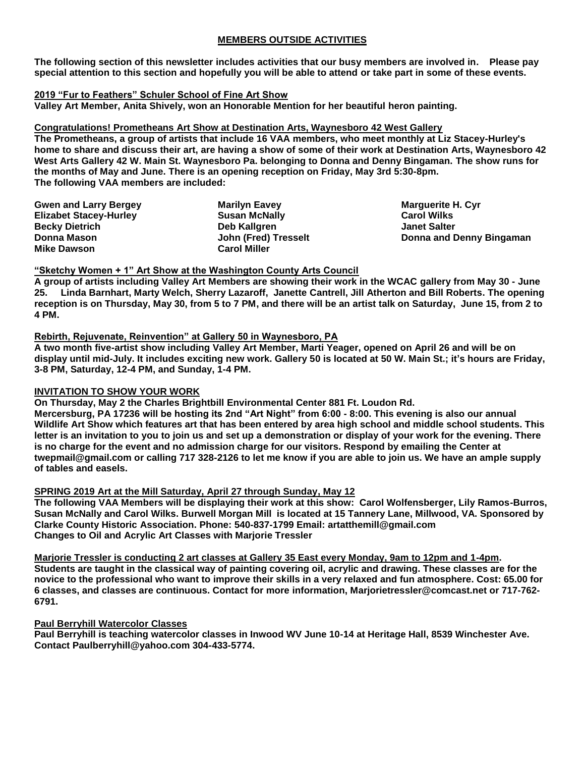## MEMBERS OUTSIDE ACTIVITIES

**The following section of this newsletter includes activities that our busy members are involved in. Please pay special attention to this section and hopefully you will be able to attend or take part in some of these events.**

### 2019 "Fur to Feathers" Schuler School of Fine Art Show

**Valley Art Member, Anita Shively, won an Honorable Mention for her beautiful heron painting.**

### Congratulations! Prometheans Art Show at Destination Arts, Waynesboro 42 West Gallery

**The Prometheans, a group of artists that include 16 VAA members, who meet monthly at Liz Stacey-Hurley's home to share and discuss their art, are having a show of some of their work at Destination Arts, Waynesboro 42 West Arts Gallery 42 W. Main St. Waynesboro Pa. belonging to Donna and Denny Bingaman. The show runs for the months of May and June. There is an opening reception on Friday, May 3rd 5:30-8pm. The following VAA members are included:**

**Gwen and Larry Bergey**
**Elizabet Stacey-Hurley**
**Becky Dietrich**
**Donna Mason**
**Mike Dawson**
**Marilyn Eavey**
**Susan McNally**
**Deb Kallgren**
**John (Fred) Tresselt**
**Carol Miller**
**Marguerite H. Cyr**
**Carol Wilks**
**Janet Salter**
**Donna and Denny Bingaman**

### "Sketchy Women + 1" Art Show at the Washington County Arts Council

**A group of artists including Valley Art Members are showing their work in the WCAC gallery from May 30 - June 25. Linda Barnhart, Marty Welch, Sherry Lazaroff, Janette Cantrell, Jill Atherton and Bill Roberts. The opening reception is on Thursday, May 30, from 5 to 7 PM, and there will be an artist talk on Saturday, June 15, from 2 to 4 PM.**

### Rebirth, Rejuvenate, Reinvention" at Gallery 50 in Waynesboro, PA

**A two month five-artist show including Valley Art Member, Marti Yeager, opened on April 26 and will be on display until mid-July. It includes exciting new work. Gallery 50 is located at 50 W. Main St.; it's hours are Friday, 3-8 PM, Saturday, 12-4 PM, and Sunday, 1-4 PM.**

### INVITATION TO SHOW YOUR WORK

**On Thursday, May 2 the Charles Brightbill Environmental Center 881 Ft. Loudon Rd. Mercersburg, PA 17236 will be hosting its 2nd "Art Night" from 6:00 - 8:00. This evening is also our annual Wildlife Art Show which features art that has been entered by area high school and middle school students. This letter is an invitation to you to join us and set up a demonstration or display of your work for the evening. There is no charge for the event and no admission charge for our visitors. Respond by emailing the Center at twepmail@gmail.com or calling 717 328-2126 to let me know if you are able to join us. We have an ample supply of tables and easels.**

### SPRING 2019 Art at the Mill Saturday, April 27 through Sunday, May 12

**The following VAA Members will be displaying their work at this show: Carol Wolfensberger, Lily Ramos-Burros, Susan McNally and Carol Wilks. Burwell Morgan Mill is located at 15 Tannery Lane, Millwood, VA. Sponsored by Clarke County Historic Association. Phone: 540-837-1799 Email: artatthemill@gmail.com**
**Changes to Oil and Acrylic Art Classes with Marjorie Tressler**

### Marjorie Tressler is conducting 2 art classes at Gallery 35 East every Monday, 9am to 12pm and 1-4pm.

**Students are taught in the classical way of painting covering oil, acrylic and drawing. These classes are for the novice to the professional who want to improve their skills in a very relaxed and fun atmosphere. Cost: 65.00 for 6 classes, and classes are continuous. Contact for more information, Marjorietressler@comcast.net or 717-762-6791.**

### Paul Berryhill Watercolor Classes

**Paul Berryhill is teaching watercolor classes in Inwood WV June 10-14 at Heritage Hall, 8539 Winchester Ave. Contact Paulberryhill@yahoo.com 304-433-5774.**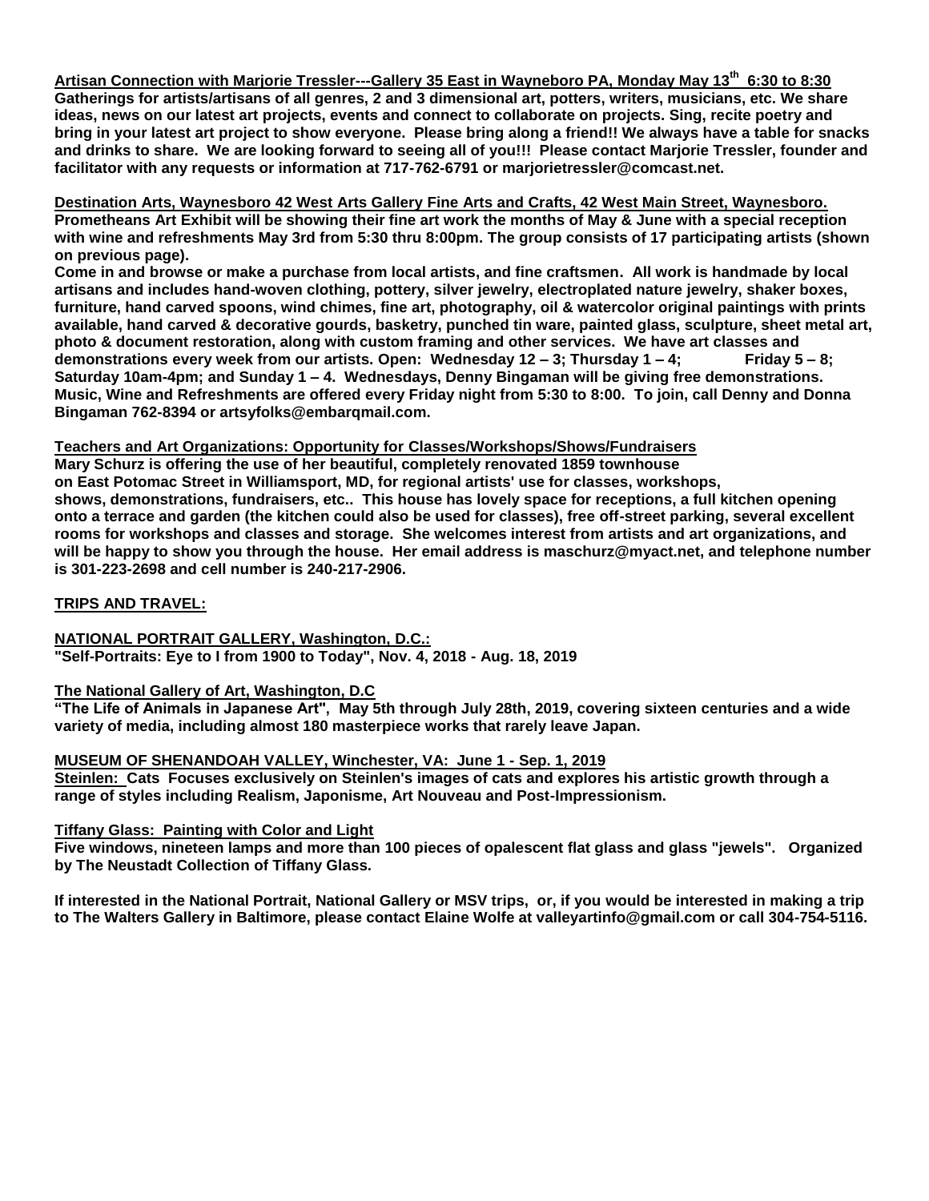**Artisan Connection with Marjorie Tressler---Gallery 35 East in Wayneboro PA, Monday May 13th 6:30 to 8:30**

**Gatherings for artists/artisans of all genres, 2 and 3 dimensional art, potters, writers, musicians, etc. We share ideas, news on our latest art projects, events and connect to collaborate on projects. Sing, recite poetry and bring in your latest art project to show everyone. Please bring along a friend!! We always have a table for snacks and drinks to share. We are looking forward to seeing all of you!!! Please contact Marjorie Tressler, founder and facilitator with any requests or information at 717-762-6791 or marjorietressler@comcast.net.**

**Destination Arts, Waynesboro 42 West Arts Gallery Fine Arts and Crafts, 42 West Main Street, Waynesboro.**

**Prometheans Art Exhibit will be showing their fine art work the months of May & June with a special reception with wine and refreshments May 3rd from 5:30 thru 8:00pm. The group consists of 17 participating artists (shown on previous page).**

**Come in and browse or make a purchase from local artists, and fine craftsmen. All work is handmade by local artisans and includes hand-woven clothing, pottery, silver jewelry, electroplated nature jewelry, shaker boxes, furniture, hand carved spoons, wind chimes, fine art, photography, oil & watercolor original paintings with prints available, hand carved & decorative gourds, basketry, punched tin ware, painted glass, sculpture, sheet metal art, photo & document restoration, along with custom framing and other services. We have art classes and demonstrations every week from our artists. Open: Wednesday 12 – 3; Thursday 1 – 4; Friday 5 – 8; Saturday 10am-4pm; and Sunday 1 – 4. Wednesdays, Denny Bingaman will be giving free demonstrations. Music, Wine and Refreshments are offered every Friday night from 5:30 to 8:00. To join, call Denny and Donna Bingaman 762-8394 or artsyfolks@embarqmail.com.**

**Teachers and Art Organizations: Opportunity for Classes/Workshops/Shows/Fundraisers**

**Mary Schurz is offering the use of her beautiful, completely renovated 1859 townhouse on East Potomac Street in Williamsport, MD, for regional artists' use for classes, workshops, shows, demonstrations, fundraisers, etc.. This house has lovely space for receptions, a full kitchen opening onto a terrace and garden (the kitchen could also be used for classes), free off-street parking, several excellent rooms for workshops and classes and storage. She welcomes interest from artists and art organizations, and will be happy to show you through the house. Her email address is maschurz@myact.net, and telephone number is 301-223-2698 and cell number is 240-217-2906.**

## TRIPS AND TRAVEL:

**NATIONAL PORTRAIT GALLERY, Washington, D.C.:**

**"Self-Portraits: Eye to I from 1900 to Today", Nov. 4, 2018 - Aug. 18, 2019**

**The National Gallery of Art, Washington, D.C**

**"The Life of Animals in Japanese Art", May 5th through July 28th, 2019, covering sixteen centuries and a wide variety of media, including almost 180 masterpiece works that rarely leave Japan.**

**MUSEUM OF SHENANDOAH VALLEY, Winchester, VA: June 1 - Sep. 1, 2019**

**Steinlen: Cats Focuses exclusively on Steinlen's images of cats and explores his artistic growth through a range of styles including Realism, Japonisme, Art Nouveau and Post-Impressionism.**

**Tiffany Glass: Painting with Color and Light**

**Five windows, nineteen lamps and more than 100 pieces of opalescent flat glass and glass "jewels". Organized by The Neustadt Collection of Tiffany Glass.**

**If interested in the National Portrait, National Gallery or MSV trips, or, if you would be interested in making a trip to The Walters Gallery in Baltimore, please contact Elaine Wolfe at valleyartinfo@gmail.com or call 304-754-5116.**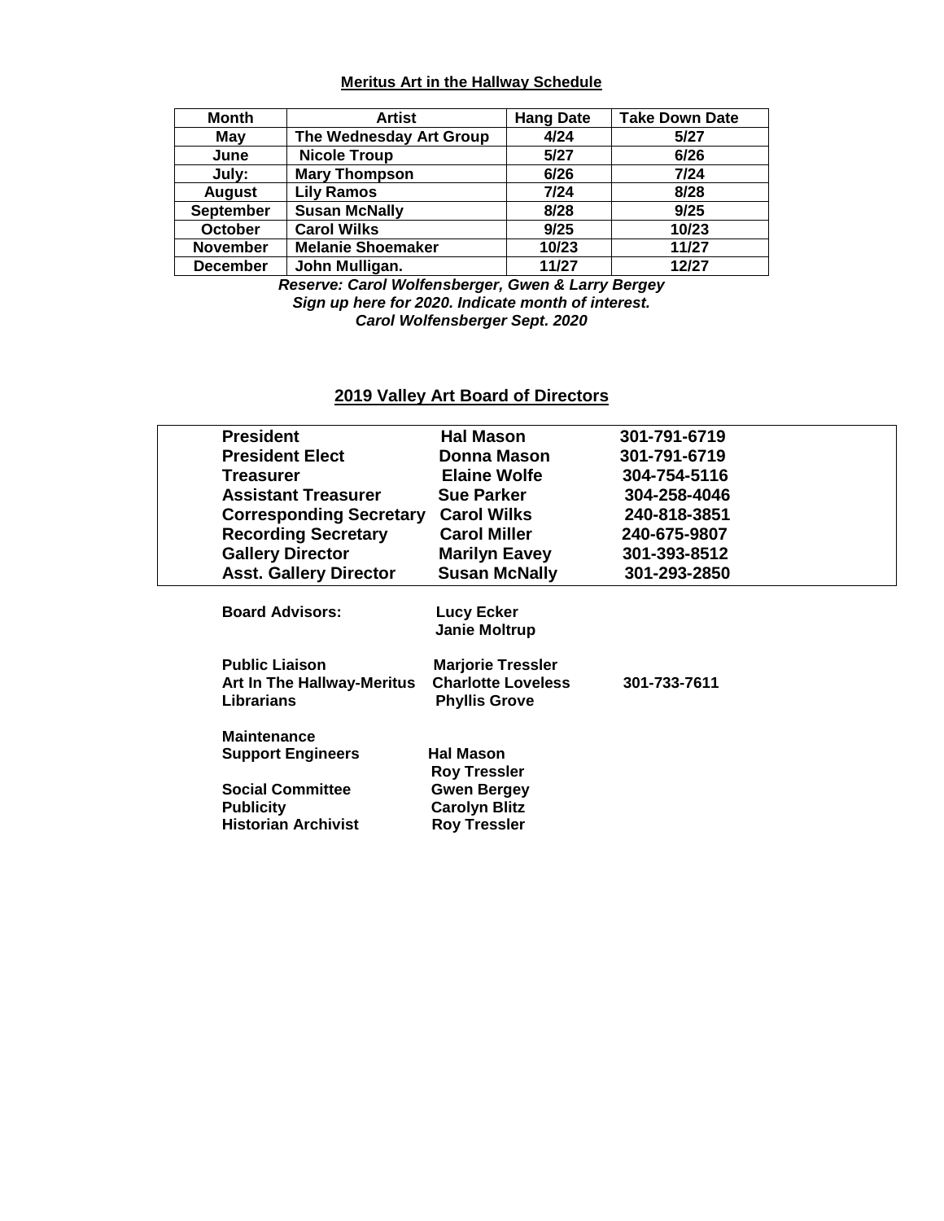**Meritus Art in the Hallway Schedule**

| Month | Artist | Hang Date | Take Down Date |
|---|---|---|---|
| May | The Wednesday Art Group | 4/24 | 5/27 |
| June | Nicole Troup | 5/27 | 6/26 |
| July: | Mary Thompson | 6/26 | 7/24 |
| August | Lily Ramos | 7/24 | 8/28 |
| September | Susan McNally | 8/28 | 9/25 |
| October | Carol Wilks | 9/25 | 10/23 |
| November | Melanie Shoemaker | 10/23 | 11/27 |
| December | John Mulligan. | 11/27 | 12/27 |

***Reserve: Carol Wolfensberger, Gwen & Larry Bergey***
***Sign up here for 2020. Indicate month of interest.***
***Carol Wolfensberger Sept. 2020***

## 2019 Valley Art Board of Directors

| | | |
|---|---|---|
| **President** | **Hal Mason** | **301-791-6719** |
| **President Elect** | **Donna Mason** | **301-791-6719** |
| **Treasurer** | **Elaine Wolfe** | **304-754-5116** |
| **Assistant Treasurer** | **Sue Parker** | **304-258-4046** |
| **Corresponding Secretary** | **Carol Wilks** | **240-818-3851** |
| **Recording Secretary** | **Carol Miller** | **240-675-9807** |
| **Gallery Director** | **Marilyn Eavey** | **301-393-8512** |
| **Asst. Gallery Director** | **Susan McNally** | **301-293-2850** |

**Board Advisors:** **Lucy Ecker**
**Janie Moltrup**

**Public Liaison** **Marjorie Tressler**
**Art In The Hallway-Meritus** **Charlotte Loveless** **301-733-7611**
**Librarians** **Phyllis Grove**

**Maintenance**
**Support Engineers** **Hal Mason**
**Roy Tressler**
**Social Committee** **Gwen Bergey**
**Publicity** **Carolyn Blitz**
**Historian Archivist** **Roy Tressler**